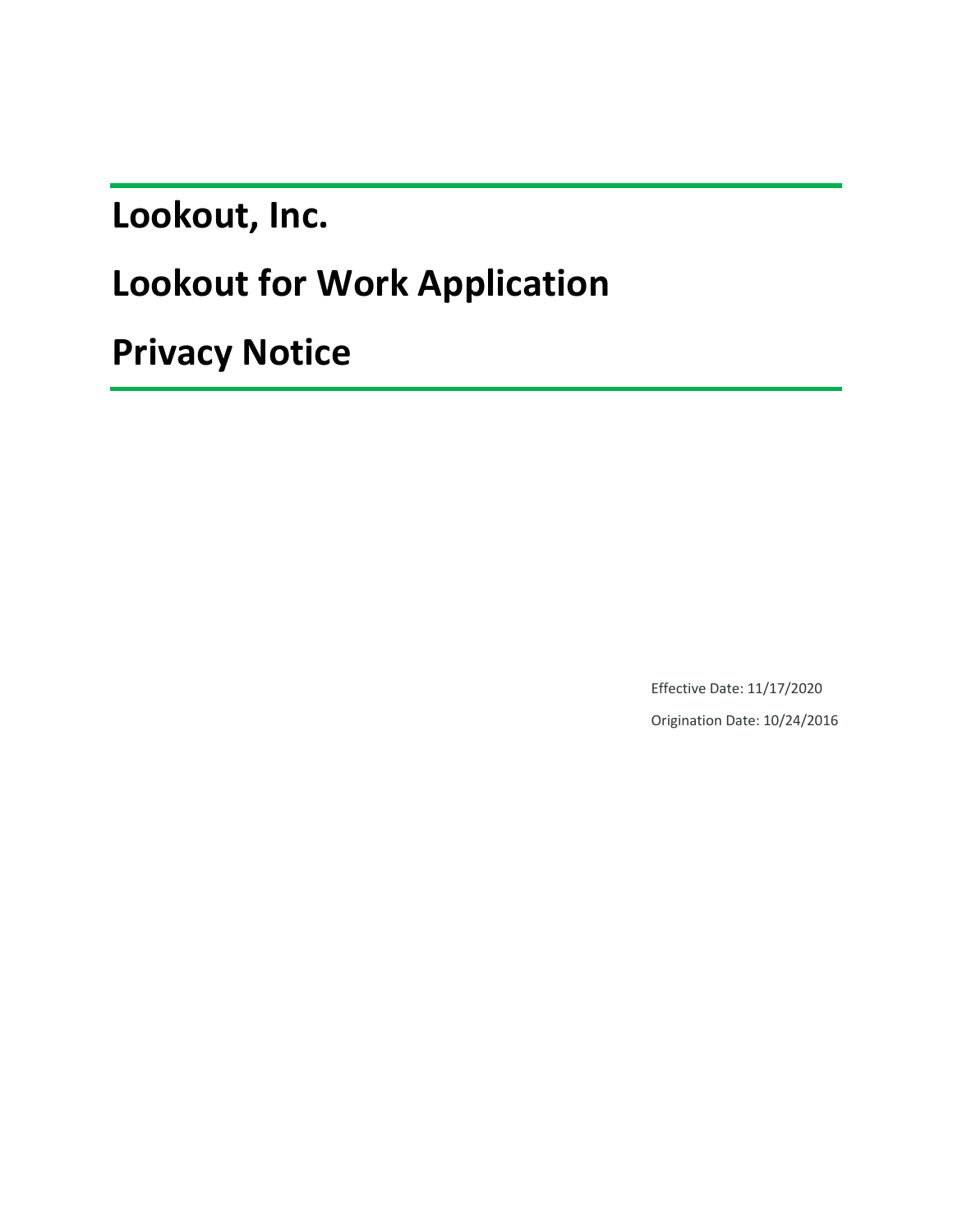# Lookout, Inc.

# Lookout for Work Application

# Privacy Notice

Effective Date: 11/17/2020

Origination Date: 10/24/2016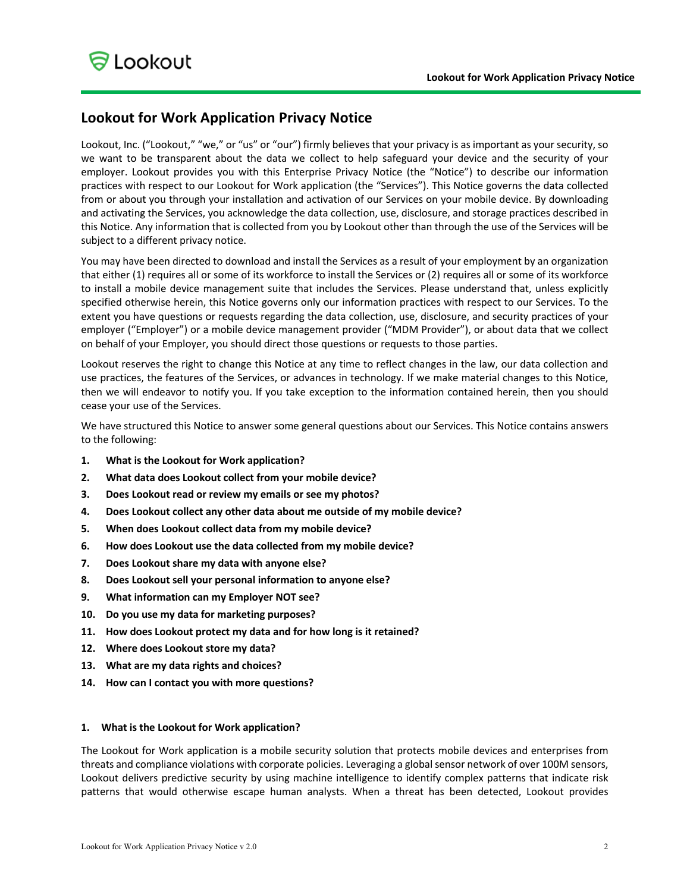# Lookout for Work Application Privacy Notice

Lookout, Inc. ("Lookout," "we," or "us" or "our") firmly believes that your privacy is as important as your security, so we want to be transparent about the data we collect to help safeguard your device and the security of your employer. Lookout provides you with this Enterprise Privacy Notice (the "Notice") to describe our information practices with respect to our Lookout for Work application (the "Services"). This Notice governs the data collected from or about you through your installation and activation of our Services on your mobile device. By downloading and activating the Services, you acknowledge the data collection, use, disclosure, and storage practices described in this Notice. Any information that is collected from you by Lookout other than through the use of the Services will be subject to a different privacy notice.

You may have been directed to download and install the Services as a result of your employment by an organization that either (1) requires all or some of its workforce to install the Services or (2) requires all or some of its workforce to install a mobile device management suite that includes the Services. Please understand that, unless explicitly specified otherwise herein, this Notice governs only our information practices with respect to our Services. To the extent you have questions or requests regarding the data collection, use, disclosure, and security practices of your employer ("Employer") or a mobile device management provider ("MDM Provider"), or about data that we collect on behalf of your Employer, you should direct those questions or requests to those parties.

Lookout reserves the right to change this Notice at any time to reflect changes in the law, our data collection and use practices, the features of the Services, or advances in technology. If we make material changes to this Notice, then we will endeavor to notify you. If you take exception to the information contained herein, then you should cease your use of the Services.

We have structured this Notice to answer some general questions about our Services. This Notice contains answers to the following:

1. **What is the Lookout for Work application?**
2. **What data does Lookout collect from your mobile device?**
3. **Does Lookout read or review my emails or see my photos?**
4. **Does Lookout collect any other data about me outside of my mobile device?**
5. **When does Lookout collect data from my mobile device?**
6. **How does Lookout use the data collected from my mobile device?**
7. **Does Lookout share my data with anyone else?**
8. **Does Lookout sell your personal information to anyone else?**
9. **What information can my Employer NOT see?**
10. **Do you use my data for marketing purposes?**
11. **How does Lookout protect my data and for how long is it retained?**
12. **Where does Lookout store my data?**
13. **What are my data rights and choices?**
14. **How can I contact you with more questions?**

### 1. What is the Lookout for Work application?

The Lookout for Work application is a mobile security solution that protects mobile devices and enterprises from threats and compliance violations with corporate policies. Leveraging a global sensor network of over 100M sensors, Lookout delivers predictive security by using machine intelligence to identify complex patterns that indicate risk patterns that would otherwise escape human analysts. When a threat has been detected, Lookout provides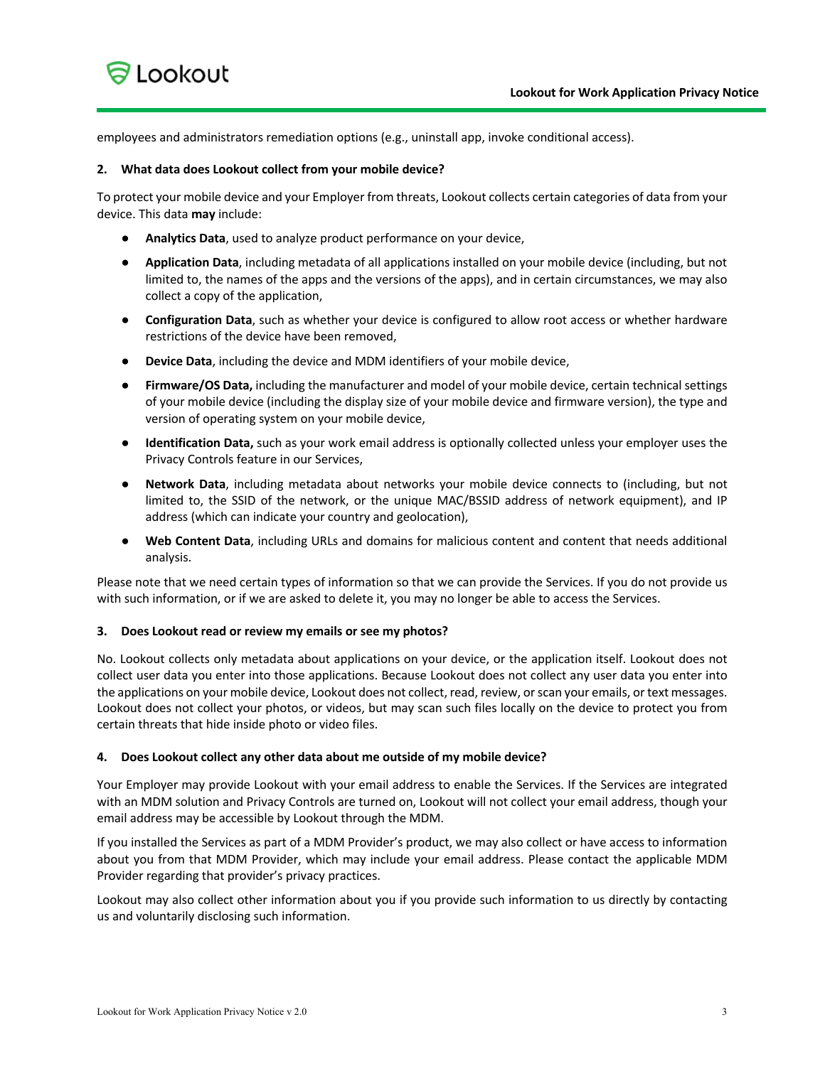employees and administrators remediation options (e.g., uninstall app, invoke conditional access).

## 2. What data does Lookout collect from your mobile device?

To protect your mobile device and your Employer from threats, Lookout collects certain categories of data from your device. This data **may** include:

- **Analytics Data**, used to analyze product performance on your device,
- **Application Data**, including metadata of all applications installed on your mobile device (including, but not limited to, the names of the apps and the versions of the apps), and in certain circumstances, we may also collect a copy of the application,
- **Configuration Data**, such as whether your device is configured to allow root access or whether hardware restrictions of the device have been removed,
- **Device Data**, including the device and MDM identifiers of your mobile device,
- **Firmware/OS Data,** including the manufacturer and model of your mobile device, certain technical settings of your mobile device (including the display size of your mobile device and firmware version), the type and version of operating system on your mobile device,
- **Identification Data,** such as your work email address is optionally collected unless your employer uses the Privacy Controls feature in our Services,
- **Network Data**, including metadata about networks your mobile device connects to (including, but not limited to, the SSID of the network, or the unique MAC/BSSID address of network equipment), and IP address (which can indicate your country and geolocation),
- **Web Content Data**, including URLs and domains for malicious content and content that needs additional analysis.

Please note that we need certain types of information so that we can provide the Services. If you do not provide us with such information, or if we are asked to delete it, you may no longer be able to access the Services.

## 3. Does Lookout read or review my emails or see my photos?

No. Lookout collects only metadata about applications on your device, or the application itself. Lookout does not collect user data you enter into those applications. Because Lookout does not collect any user data you enter into the applications on your mobile device, Lookout does not collect, read, review, or scan your emails, or text messages. Lookout does not collect your photos, or videos, but may scan such files locally on the device to protect you from certain threats that hide inside photo or video files.

## 4. Does Lookout collect any other data about me outside of my mobile device?

Your Employer may provide Lookout with your email address to enable the Services. If the Services are integrated with an MDM solution and Privacy Controls are turned on, Lookout will not collect your email address, though your email address may be accessible by Lookout through the MDM.

If you installed the Services as part of a MDM Provider's product, we may also collect or have access to information about you from that MDM Provider, which may include your email address. Please contact the applicable MDM Provider regarding that provider's privacy practices.

Lookout may also collect other information about you if you provide such information to us directly by contacting us and voluntarily disclosing such information.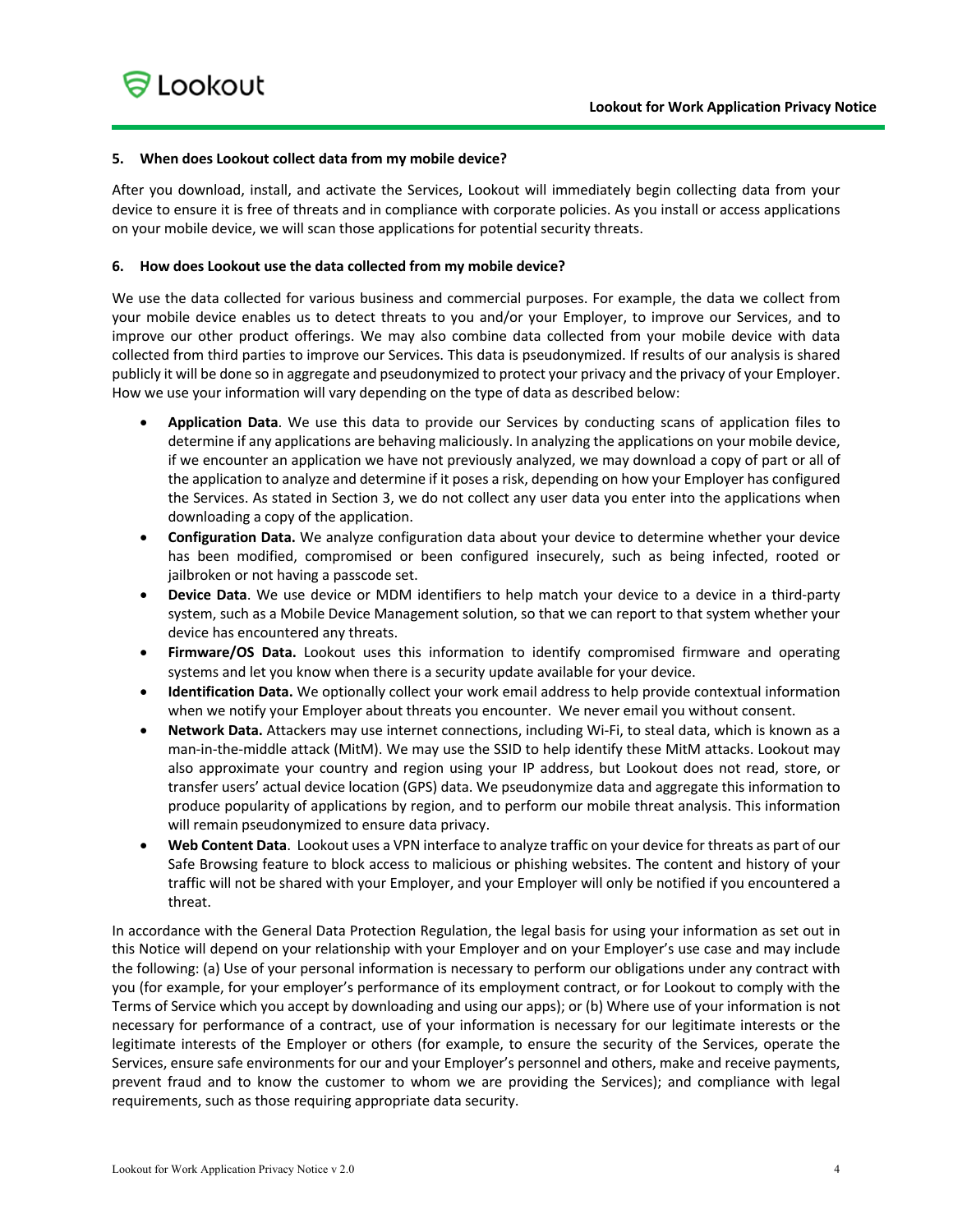### 5. When does Lookout collect data from my mobile device?

After you download, install, and activate the Services, Lookout will immediately begin collecting data from your device to ensure it is free of threats and in compliance with corporate policies. As you install or access applications on your mobile device, we will scan those applications for potential security threats.

### 6. How does Lookout use the data collected from my mobile device?

We use the data collected for various business and commercial purposes. For example, the data we collect from your mobile device enables us to detect threats to you and/or your Employer, to improve our Services, and to improve our other product offerings. We may also combine data collected from your mobile device with data collected from third parties to improve our Services. This data is pseudonymized. If results of our analysis is shared publicly it will be done so in aggregate and pseudonymized to protect your privacy and the privacy of your Employer. How we use your information will vary depending on the type of data as described below:

- **Application Data**. We use this data to provide our Services by conducting scans of application files to determine if any applications are behaving maliciously. In analyzing the applications on your mobile device, if we encounter an application we have not previously analyzed, we may download a copy of part or all of the application to analyze and determine if it poses a risk, depending on how your Employer has configured the Services. As stated in Section 3, we do not collect any user data you enter into the applications when downloading a copy of the application.
- **Configuration Data.** We analyze configuration data about your device to determine whether your device has been modified, compromised or been configured insecurely, such as being infected, rooted or jailbroken or not having a passcode set.
- **Device Data**. We use device or MDM identifiers to help match your device to a device in a third-party system, such as a Mobile Device Management solution, so that we can report to that system whether your device has encountered any threats.
- **Firmware/OS Data.** Lookout uses this information to identify compromised firmware and operating systems and let you know when there is a security update available for your device.
- **Identification Data.** We optionally collect your work email address to help provide contextual information when we notify your Employer about threats you encounter. We never email you without consent.
- **Network Data.** Attackers may use internet connections, including Wi-Fi, to steal data, which is known as a man-in-the-middle attack (MitM). We may use the SSID to help identify these MitM attacks. Lookout may also approximate your country and region using your IP address, but Lookout does not read, store, or transfer users' actual device location (GPS) data. We pseudonymize data and aggregate this information to produce popularity of applications by region, and to perform our mobile threat analysis. This information will remain pseudonymized to ensure data privacy.
- **Web Content Data**. Lookout uses a VPN interface to analyze traffic on your device for threats as part of our Safe Browsing feature to block access to malicious or phishing websites. The content and history of your traffic will not be shared with your Employer, and your Employer will only be notified if you encountered a threat.

In accordance with the General Data Protection Regulation, the legal basis for using your information as set out in this Notice will depend on your relationship with your Employer and on your Employer's use case and may include the following: (a) Use of your personal information is necessary to perform our obligations under any contract with you (for example, for your employer's performance of its employment contract, or for Lookout to comply with the Terms of Service which you accept by downloading and using our apps); or (b) Where use of your information is not necessary for performance of a contract, use of your information is necessary for our legitimate interests or the legitimate interests of the Employer or others (for example, to ensure the security of the Services, operate the Services, ensure safe environments for our and your Employer's personnel and others, make and receive payments, prevent fraud and to know the customer to whom we are providing the Services); and compliance with legal requirements, such as those requiring appropriate data security.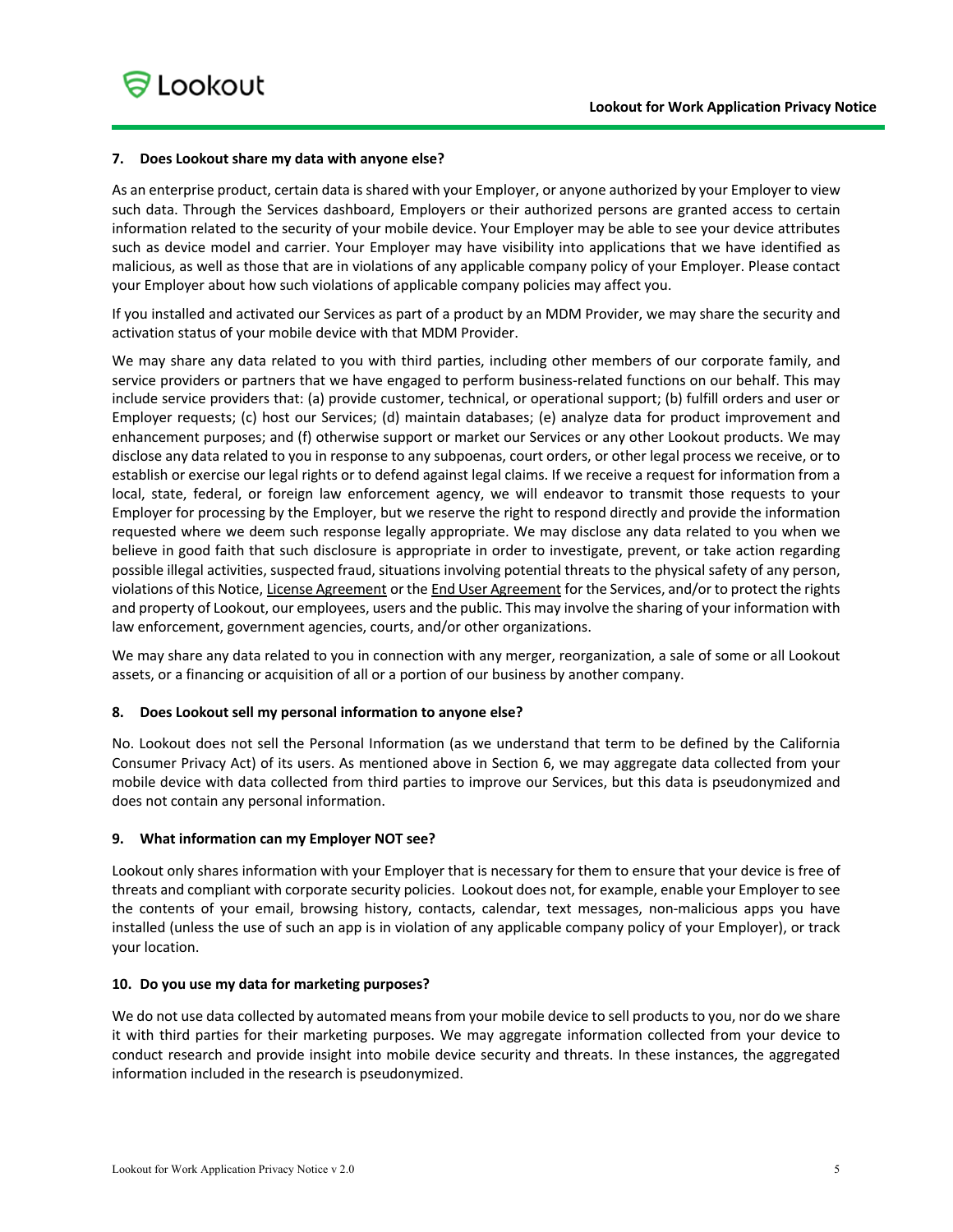### 7. Does Lookout share my data with anyone else?

As an enterprise product, certain data is shared with your Employer, or anyone authorized by your Employer to view such data. Through the Services dashboard, Employers or their authorized persons are granted access to certain information related to the security of your mobile device. Your Employer may be able to see your device attributes such as device model and carrier. Your Employer may have visibility into applications that we have identified as malicious, as well as those that are in violations of any applicable company policy of your Employer. Please contact your Employer about how such violations of applicable company policies may affect you.

If you installed and activated our Services as part of a product by an MDM Provider, we may share the security and activation status of your mobile device with that MDM Provider.

We may share any data related to you with third parties, including other members of our corporate family, and service providers or partners that we have engaged to perform business-related functions on our behalf. This may include service providers that: (a) provide customer, technical, or operational support; (b) fulfill orders and user or Employer requests; (c) host our Services; (d) maintain databases; (e) analyze data for product improvement and enhancement purposes; and (f) otherwise support or market our Services or any other Lookout products. We may disclose any data related to you in response to any subpoenas, court orders, or other legal process we receive, or to establish or exercise our legal rights or to defend against legal claims. If we receive a request for information from a local, state, federal, or foreign law enforcement agency, we will endeavor to transmit those requests to your Employer for processing by the Employer, but we reserve the right to respond directly and provide the information requested where we deem such response legally appropriate. We may disclose any data related to you when we believe in good faith that such disclosure is appropriate in order to investigate, prevent, or take action regarding possible illegal activities, suspected fraud, situations involving potential threats to the physical safety of any person, violations of this Notice, License Agreement or the End User Agreement for the Services, and/or to protect the rights and property of Lookout, our employees, users and the public. This may involve the sharing of your information with law enforcement, government agencies, courts, and/or other organizations.

We may share any data related to you in connection with any merger, reorganization, a sale of some or all Lookout assets, or a financing or acquisition of all or a portion of our business by another company.

### 8. Does Lookout sell my personal information to anyone else?

No. Lookout does not sell the Personal Information (as we understand that term to be defined by the California Consumer Privacy Act) of its users. As mentioned above in Section 6, we may aggregate data collected from your mobile device with data collected from third parties to improve our Services, but this data is pseudonymized and does not contain any personal information.

### 9. What information can my Employer NOT see?

Lookout only shares information with your Employer that is necessary for them to ensure that your device is free of threats and compliant with corporate security policies. Lookout does not, for example, enable your Employer to see the contents of your email, browsing history, contacts, calendar, text messages, non-malicious apps you have installed (unless the use of such an app is in violation of any applicable company policy of your Employer), or track your location.

### 10. Do you use my data for marketing purposes?

We do not use data collected by automated means from your mobile device to sell products to you, nor do we share it with third parties for their marketing purposes. We may aggregate information collected from your device to conduct research and provide insight into mobile device security and threats. In these instances, the aggregated information included in the research is pseudonymized.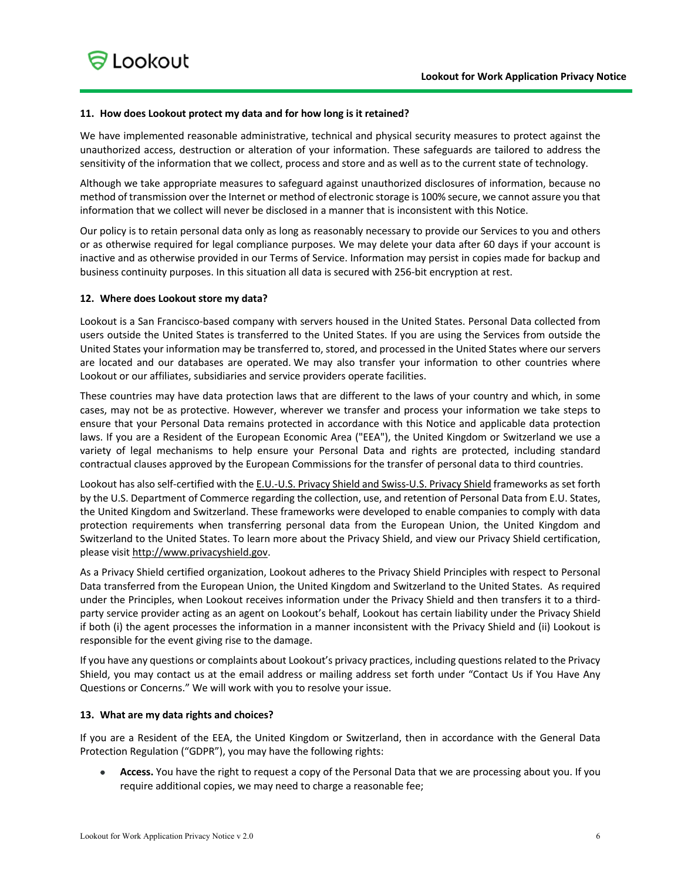### 11. How does Lookout protect my data and for how long is it retained?

We have implemented reasonable administrative, technical and physical security measures to protect against the unauthorized access, destruction or alteration of your information. These safeguards are tailored to address the sensitivity of the information that we collect, process and store and as well as to the current state of technology.

Although we take appropriate measures to safeguard against unauthorized disclosures of information, because no method of transmission over the Internet or method of electronic storage is 100% secure, we cannot assure you that information that we collect will never be disclosed in a manner that is inconsistent with this Notice.

Our policy is to retain personal data only as long as reasonably necessary to provide our Services to you and others or as otherwise required for legal compliance purposes. We may delete your data after 60 days if your account is inactive and as otherwise provided in our Terms of Service. Information may persist in copies made for backup and business continuity purposes. In this situation all data is secured with 256-bit encryption at rest.

### 12. Where does Lookout store my data?

Lookout is a San Francisco-based company with servers housed in the United States. Personal Data collected from users outside the United States is transferred to the United States. If you are using the Services from outside the United States your information may be transferred to, stored, and processed in the United States where our servers are located and our databases are operated. We may also transfer your information to other countries where Lookout or our affiliates, subsidiaries and service providers operate facilities.

These countries may have data protection laws that are different to the laws of your country and which, in some cases, may not be as protective. However, wherever we transfer and process your information we take steps to ensure that your Personal Data remains protected in accordance with this Notice and applicable data protection laws. If you are a Resident of the European Economic Area ("EEA"), the United Kingdom or Switzerland we use a variety of legal mechanisms to help ensure your Personal Data and rights are protected, including standard contractual clauses approved by the European Commissions for the transfer of personal data to third countries.

Lookout has also self-certified with the E.U.-U.S. Privacy Shield and Swiss-U.S. Privacy Shield frameworks as set forth by the U.S. Department of Commerce regarding the collection, use, and retention of Personal Data from E.U. States, the United Kingdom and Switzerland. These frameworks were developed to enable companies to comply with data protection requirements when transferring personal data from the European Union, the United Kingdom and Switzerland to the United States. To learn more about the Privacy Shield, and view our Privacy Shield certification, please visit http://www.privacyshield.gov.

As a Privacy Shield certified organization, Lookout adheres to the Privacy Shield Principles with respect to Personal Data transferred from the European Union, the United Kingdom and Switzerland to the United States. As required under the Principles, when Lookout receives information under the Privacy Shield and then transfers it to a third-party service provider acting as an agent on Lookout's behalf, Lookout has certain liability under the Privacy Shield if both (i) the agent processes the information in a manner inconsistent with the Privacy Shield and (ii) Lookout is responsible for the event giving rise to the damage.

If you have any questions or complaints about Lookout's privacy practices, including questions related to the Privacy Shield, you may contact us at the email address or mailing address set forth under "Contact Us if You Have Any Questions or Concerns." We will work with you to resolve your issue.

### 13. What are my data rights and choices?

If you are a Resident of the EEA, the United Kingdom or Switzerland, then in accordance with the General Data Protection Regulation ("GDPR"), you may have the following rights:

- **Access.** You have the right to request a copy of the Personal Data that we are processing about you. If you require additional copies, we may need to charge a reasonable fee;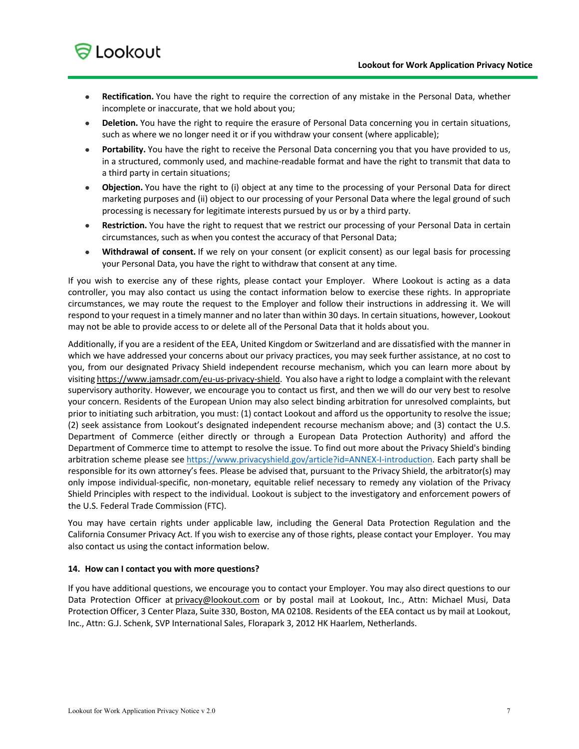- **Rectification.** You have the right to require the correction of any mistake in the Personal Data, whether incomplete or inaccurate, that we hold about you;
- **Deletion.** You have the right to require the erasure of Personal Data concerning you in certain situations, such as where we no longer need it or if you withdraw your consent (where applicable);
- **Portability.** You have the right to receive the Personal Data concerning you that you have provided to us, in a structured, commonly used, and machine-readable format and have the right to transmit that data to a third party in certain situations;
- **Objection.** You have the right to (i) object at any time to the processing of your Personal Data for direct marketing purposes and (ii) object to our processing of your Personal Data where the legal ground of such processing is necessary for legitimate interests pursued by us or by a third party.
- **Restriction.** You have the right to request that we restrict our processing of your Personal Data in certain circumstances, such as when you contest the accuracy of that Personal Data;
- **Withdrawal of consent.** If we rely on your consent (or explicit consent) as our legal basis for processing your Personal Data, you have the right to withdraw that consent at any time.

If you wish to exercise any of these rights, please contact your Employer. Where Lookout is acting as a data controller, you may also contact us using the contact information below to exercise these rights. In appropriate circumstances, we may route the request to the Employer and follow their instructions in addressing it. We will respond to your request in a timely manner and no later than within 30 days. In certain situations, however, Lookout may not be able to provide access to or delete all of the Personal Data that it holds about you.

Additionally, if you are a resident of the EEA, United Kingdom or Switzerland and are dissatisfied with the manner in which we have addressed your concerns about our privacy practices, you may seek further assistance, at no cost to you, from our designated Privacy Shield independent recourse mechanism, which you can learn more about by visiting https://www.jamsadr.com/eu-us-privacy-shield. You also have a right to lodge a complaint with the relevant supervisory authority. However, we encourage you to contact us first, and then we will do our very best to resolve your concern. Residents of the European Union may also select binding arbitration for unresolved complaints, but prior to initiating such arbitration, you must: (1) contact Lookout and afford us the opportunity to resolve the issue; (2) seek assistance from Lookout's designated independent recourse mechanism above; and (3) contact the U.S. Department of Commerce (either directly or through a European Data Protection Authority) and afford the Department of Commerce time to attempt to resolve the issue. To find out more about the Privacy Shield's binding arbitration scheme please see https://www.privacyshield.gov/article?id=ANNEX-I-introduction. Each party shall be responsible for its own attorney's fees. Please be advised that, pursuant to the Privacy Shield, the arbitrator(s) may only impose individual-specific, non-monetary, equitable relief necessary to remedy any violation of the Privacy Shield Principles with respect to the individual. Lookout is subject to the investigatory and enforcement powers of the U.S. Federal Trade Commission (FTC).

You may have certain rights under applicable law, including the General Data Protection Regulation and the California Consumer Privacy Act. If you wish to exercise any of those rights, please contact your Employer. You may also contact us using the contact information below.

### 14. How can I contact you with more questions?

If you have additional questions, we encourage you to contact your Employer. You may also direct questions to our Data Protection Officer at privacy@lookout.com or by postal mail at Lookout, Inc., Attn: Michael Musi, Data Protection Officer, 3 Center Plaza, Suite 330, Boston, MA 02108. Residents of the EEA contact us by mail at Lookout, Inc., Attn: G.J. Schenk, SVP International Sales, Florapark 3, 2012 HK Haarlem, Netherlands.